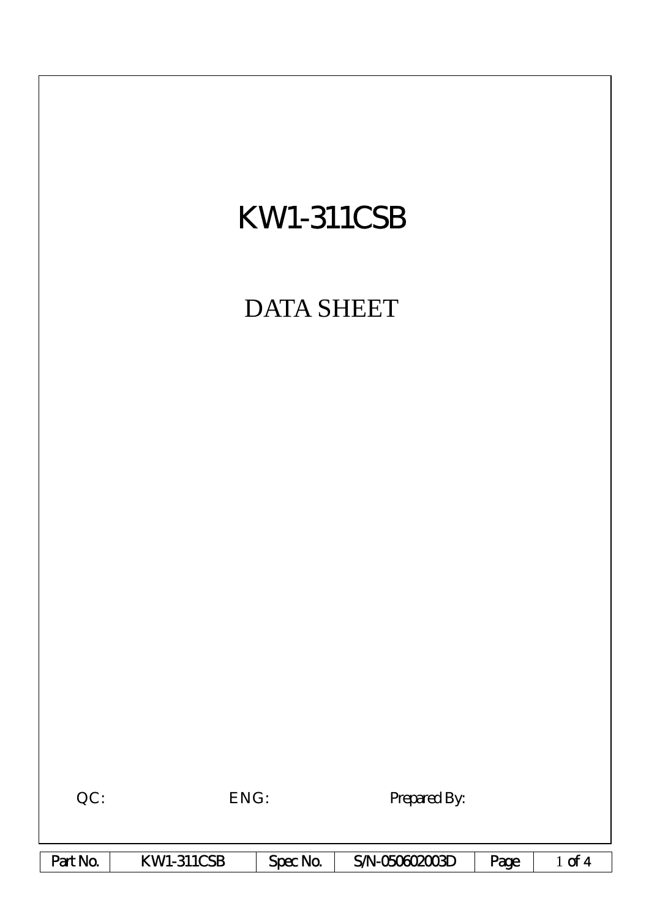# KW1-311CSB

## DATA SHEET

QC: ENG: Prepared By:

| Part No. | KW1-311CSB | Spec No. | S/N-050602003D |
|---|---|---|---|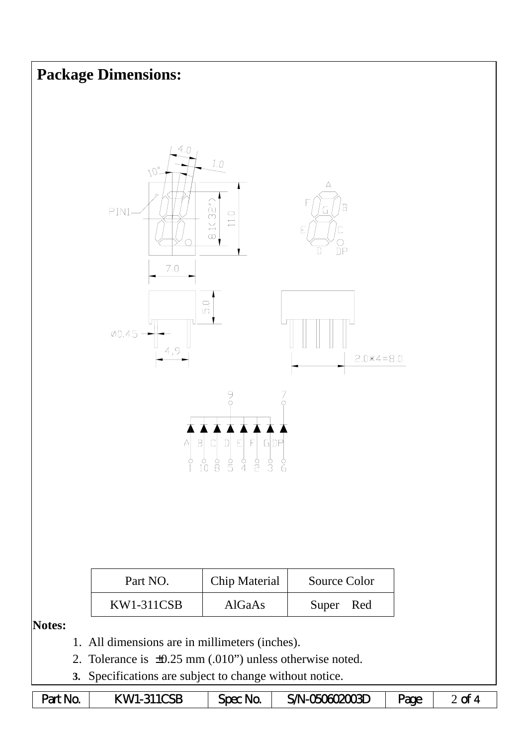## Package Dimensions:

| Part NO. | Chip Material | Source Color |
|---|---|---|
| KW1-311CSB | AlGaAs | Super Red |

**Notes:**

1. All dimensions are in millimeters (inches).
2. Tolerance is ±0.25 mm (.010”) unless otherwise noted.
3. Specifications are subject to change without notice.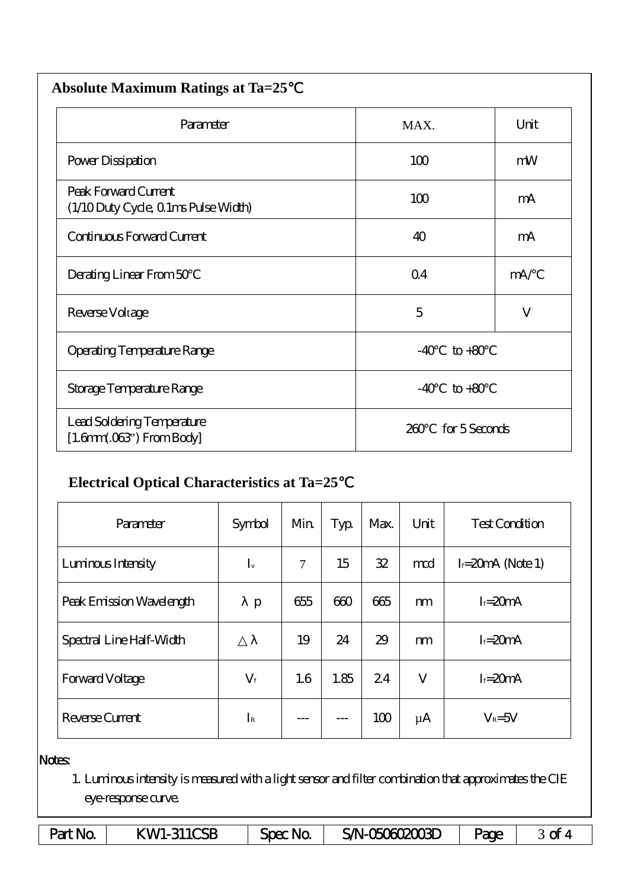## Absolute Maximum Ratings at Ta=25℃

| Parameter | MAX. | Unit |
|---|---|---|
| Power Dissipation | 100 | mW |
| Peak Forward Current (1/10 Duty Cycle, 0.1ms Pulse Width) | 100 | mA |
| Continuous Forward Current | 40 | mA |
| Derating Linear From 50°C | 0.4 | mA/°C |
| Reverse Voltage | 5 | V |
| Operating Temperature Range | -40°C to +80°C | |
| Storage Temperature Range | -40°C to +80°C | |
| Lead Soldering Temperature [1.6mm(.063") From Body] | 260°C for 5 Seconds | |

## Electrical Optical Characteristics at Ta=25℃

| Parameter | Symbol | Min. | Typ. | Max. | Unit | Test Condition |
|---|---|---|---|---|---|---|
| Luminous Intensity | $I_v$ | 7 | 15 | 32 | mcd | $I_f$=20mA (Note 1) |
| Peak Emission Wavelength | $\lambda p$ | 655 | 660 | 665 | nm | $I_f$=20mA |
| Spectral Line Half-Width | $\Delta\lambda$ | 19 | 24 | 29 | nm | $I_f$=20mA |
| Forward Voltage | $V_f$ | 1.6 | 1.85 | 2.4 | V | $I_f$=20mA |
| Reverse Current | $I_R$ | --- | --- | 100 | μA | $V_R$=5V |

Notes:

1. Luminous intensity is measured with a light sensor and filter combination that approximates the CIE eye-response curve.

| Part No. | KW1-311CSB | Spec No. | S/N-050602003D | Page | 3 of 4 |
|---|---|---|---|---|---|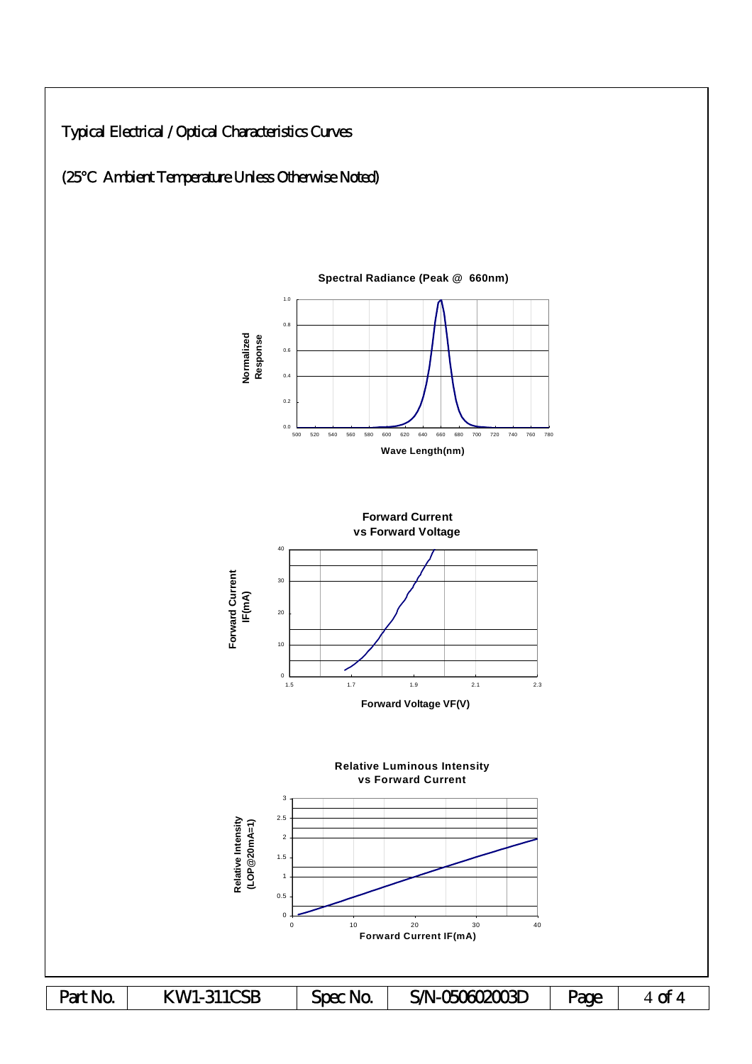# Typical Electrical / Optical Characteristics Curves

(25°C Ambient Temperature Unless Otherwise Noted)

**Spectral Radiance (Peak @ 660nm)**

Normalized Response

1.0
0.8
0.6
0.4
0.2
0.0

500 520 540 560 580 600 620 640 660 680 700 720 740 760 780

Wave Length(nm)

**Forward Current vs Forward Voltage**

Forward Current IF(mA)

40
30
20
10
0

1.5 1.7 1.9 2.1 2.3

Forward Voltage VF(V)

**Relative Luminous Intensity vs Forward Current**

Relative Intensity (LOP@20mA=1)

3
2.5
2
1.5
1
0.5
0

0 10 20 30 40

Forward Current IF(mA)

| Part No. | KW1-311CSB | Spec No. | S/N-050602003D | Page | 4 of 4 |
| --- | --- | --- | --- | --- | --- |